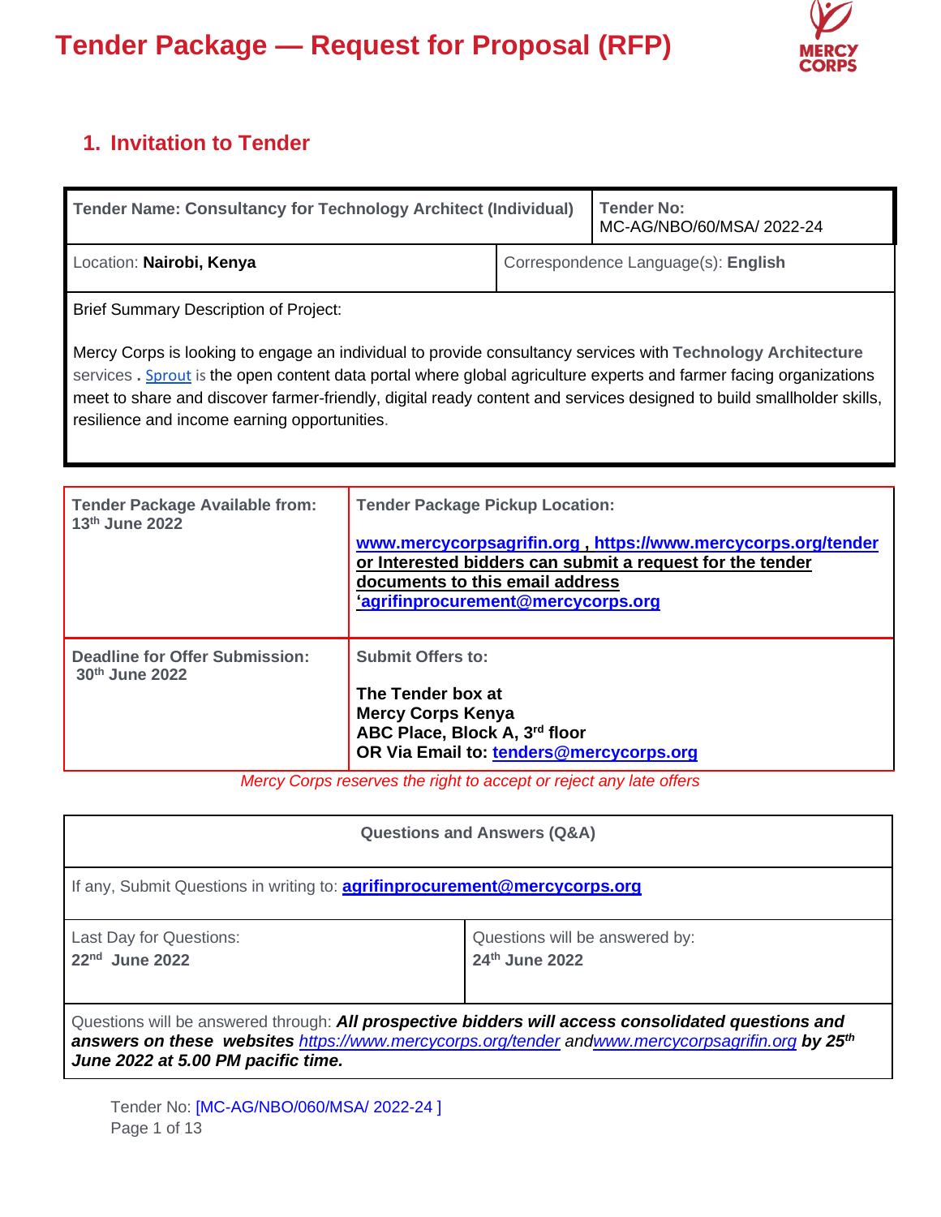# Tender Package — Request for Proposal (RFP)

## 1. Invitation to Tender

| | |
|---|---|
| **Tender Name: Consultancy for Technology Architect (Individual)** | **Tender No:** MC-AG/NBO/60/MSA/ 2022-24 |
| Location: **Nairobi, Kenya** | Correspondence Language(s): **English** |

Brief Summary Description of Project:

Mercy Corps is looking to engage an individual to provide consultancy services with **Technology Architecture** services **.** Sprout is the open content data portal where global agriculture experts and farmer facing organizations meet to share and discover farmer-friendly, digital ready content and services designed to build smallholder skills, resilience and income earning opportunities.

| | |
|---|---|
| **Tender Package Available from:** 13th June 2022 | **Tender Package Pickup Location:** **www.mercycorpsagrifin.org , https://www.mercycorps.org/tender or Interested bidders can submit a request for the tender documents to this email address 'agrifinprocurement@mercycorps.org** |
| **Deadline for Offer Submission:** 30th June 2022 | **Submit Offers to:** **The Tender box at Mercy Corps Kenya ABC Place, Block A, 3rd floor OR Via Email to: tenders@mercycorps.org** |

*Mercy Corps reserves the right to accept or reject any late offers*

| **Questions and Answers (Q&A)** | |
|---|---|
| If any, Submit Questions in writing to: **agrifinprocurement@mercycorps.org** | |
| Last Day for Questions: **22nd June 2022** | Questions will be answered by: **24th June 2022** |
| Questions will be answered through: ***All prospective bidders will access consolidated questions and answers on these websites*** *https://www.mercycorps.org/tender and www.mercycorpsagrifin.org* ***by 25th June 2022 at 5.00 PM pacific time.*** | |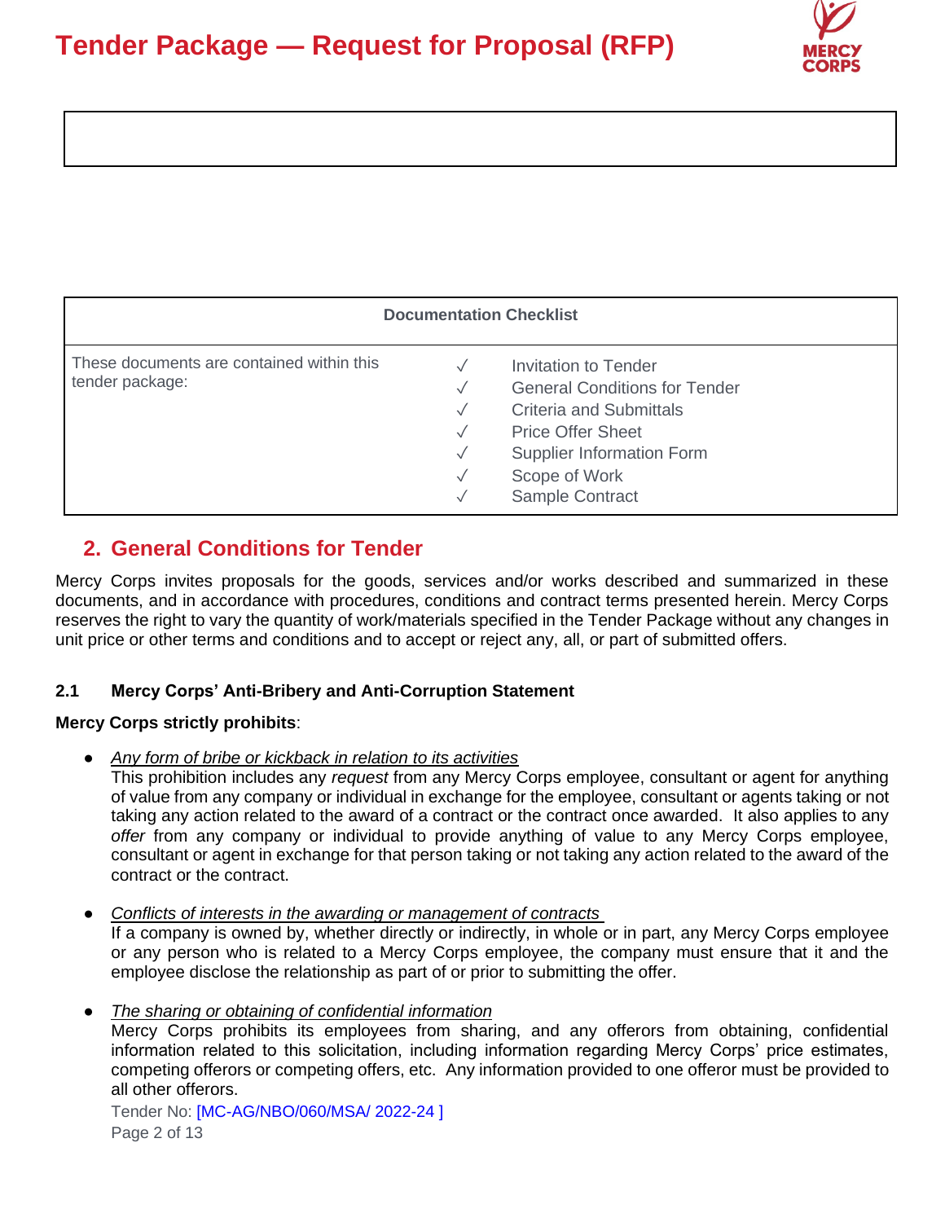| Documentation Checklist | | |
|---|---|---|
| These documents are contained within this tender package: | ✓ | Invitation to Tender |
| | ✓ | General Conditions for Tender |
| | ✓ | Criteria and Submittals |
| | ✓ | Price Offer Sheet |
| | ✓ | Supplier Information Form |
| | ✓ | Scope of Work |
| | ✓ | Sample Contract |

## 2. General Conditions for Tender

Mercy Corps invites proposals for the goods, services and/or works described and summarized in these documents, and in accordance with procedures, conditions and contract terms presented herein. Mercy Corps reserves the right to vary the quantity of work/materials specified in the Tender Package without any changes in unit price or other terms and conditions and to accept or reject any, all, or part of submitted offers.

### 2.1 Mercy Corps' Anti-Bribery and Anti-Corruption Statement

**Mercy Corps strictly prohibits**:

- *Any form of bribe or kickback in relation to its activities*
  This prohibition includes any *request* from any Mercy Corps employee, consultant or agent for anything of value from any company or individual in exchange for the employee, consultant or agents taking or not taking any action related to the award of a contract or the contract once awarded. It also applies to any *offer* from any company or individual to provide anything of value to any Mercy Corps employee, consultant or agent in exchange for that person taking or not taking any action related to the award of the contract or the contract.

- *Conflicts of interests in the awarding or management of contracts*
  If a company is owned by, whether directly or indirectly, in whole or in part, any Mercy Corps employee or any person who is related to a Mercy Corps employee, the company must ensure that it and the employee disclose the relationship as part of or prior to submitting the offer.

- *The sharing or obtaining of confidential information*
  Mercy Corps prohibits its employees from sharing, and any offerors from obtaining, confidential information related to this solicitation, including information regarding Mercy Corps' price estimates, competing offerors or competing offers, etc. Any information provided to one offeror must be provided to all other offerors.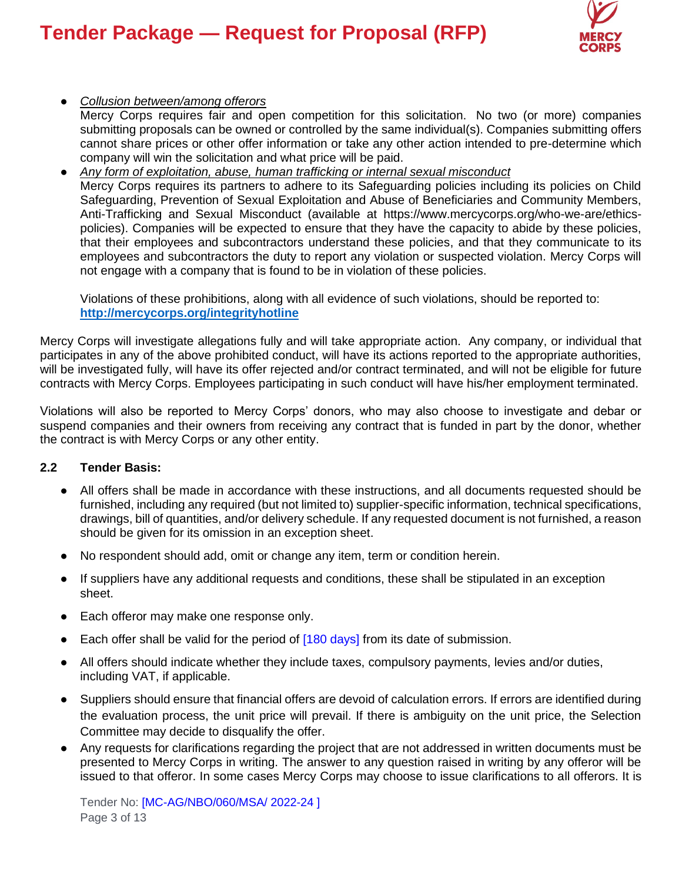- *Collusion between/among offerors*
  Mercy Corps requires fair and open competition for this solicitation. No two (or more) companies submitting proposals can be owned or controlled by the same individual(s). Companies submitting offers cannot share prices or other offer information or take any other action intended to pre-determine which company will win the solicitation and what price will be paid.
- *Any form of exploitation, abuse, human trafficking or internal sexual misconduct*
  Mercy Corps requires its partners to adhere to its Safeguarding policies including its policies on Child Safeguarding, Prevention of Sexual Exploitation and Abuse of Beneficiaries and Community Members, Anti-Trafficking and Sexual Misconduct (available at https://www.mercycorps.org/who-we-are/ethics-policies). Companies will be expected to ensure that they have the capacity to abide by these policies, that their employees and subcontractors understand these policies, and that they communicate to its employees and subcontractors the duty to report any violation or suspected violation. Mercy Corps will not engage with a company that is found to be in violation of these policies.

  Violations of these prohibitions, along with all evidence of such violations, should be reported to: **http://mercycorps.org/integrityhotline**

Mercy Corps will investigate allegations fully and will take appropriate action. Any company, or individual that participates in any of the above prohibited conduct, will have its actions reported to the appropriate authorities, will be investigated fully, will have its offer rejected and/or contract terminated, and will not be eligible for future contracts with Mercy Corps. Employees participating in such conduct will have his/her employment terminated.

Violations will also be reported to Mercy Corps' donors, who may also choose to investigate and debar or suspend companies and their owners from receiving any contract that is funded in part by the donor, whether the contract is with Mercy Corps or any other entity.

**2.2 Tender Basis:**

- All offers shall be made in accordance with these instructions, and all documents requested should be furnished, including any required (but not limited to) supplier-specific information, technical specifications, drawings, bill of quantities, and/or delivery schedule. If any requested document is not furnished, a reason should be given for its omission in an exception sheet.
- No respondent should add, omit or change any item, term or condition herein.
- If suppliers have any additional requests and conditions, these shall be stipulated in an exception sheet.
- Each offeror may make one response only.
- Each offer shall be valid for the period of [180 days] from its date of submission.
- All offers should indicate whether they include taxes, compulsory payments, levies and/or duties, including VAT, if applicable.
- Suppliers should ensure that financial offers are devoid of calculation errors. If errors are identified during the evaluation process, the unit price will prevail. If there is ambiguity on the unit price, the Selection Committee may decide to disqualify the offer.
- Any requests for clarifications regarding the project that are not addressed in written documents must be presented to Mercy Corps in writing. The answer to any question raised in writing by any offeror will be issued to that offeror. In some cases Mercy Corps may choose to issue clarifications to all offerors. It is

Tender No: [MC-AG/NBO/060/MSA/ 2022-24 ]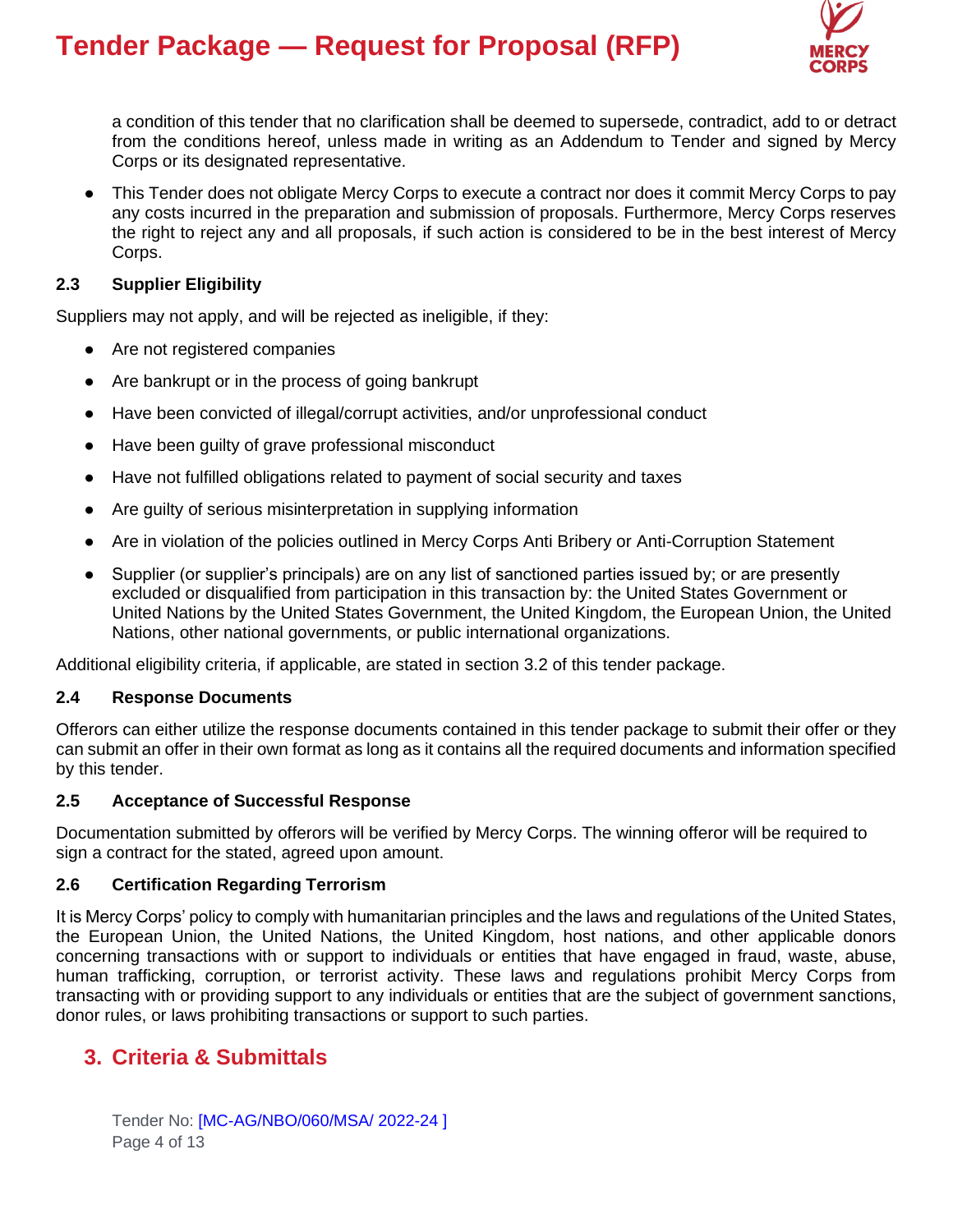a condition of this tender that no clarification shall be deemed to supersede, contradict, add to or detract from the conditions hereof, unless made in writing as an Addendum to Tender and signed by Mercy Corps or its designated representative.

- This Tender does not obligate Mercy Corps to execute a contract nor does it commit Mercy Corps to pay any costs incurred in the preparation and submission of proposals. Furthermore, Mercy Corps reserves the right to reject any and all proposals, if such action is considered to be in the best interest of Mercy Corps.

### 2.3 Supplier Eligibility

Suppliers may not apply, and will be rejected as ineligible, if they:

- Are not registered companies
- Are bankrupt or in the process of going bankrupt
- Have been convicted of illegal/corrupt activities, and/or unprofessional conduct
- Have been guilty of grave professional misconduct
- Have not fulfilled obligations related to payment of social security and taxes
- Are guilty of serious misinterpretation in supplying information
- Are in violation of the policies outlined in Mercy Corps Anti Bribery or Anti-Corruption Statement
- Supplier (or supplier's principals) are on any list of sanctioned parties issued by; or are presently excluded or disqualified from participation in this transaction by: the United States Government or United Nations by the United States Government, the United Kingdom, the European Union, the United Nations, other national governments, or public international organizations.

Additional eligibility criteria, if applicable, are stated in section 3.2 of this tender package.

### 2.4 Response Documents

Offerors can either utilize the response documents contained in this tender package to submit their offer or they can submit an offer in their own format as long as it contains all the required documents and information specified by this tender.

### 2.5 Acceptance of Successful Response

Documentation submitted by offerors will be verified by Mercy Corps. The winning offeror will be required to sign a contract for the stated, agreed upon amount.

### 2.6 Certification Regarding Terrorism

It is Mercy Corps' policy to comply with humanitarian principles and the laws and regulations of the United States, the European Union, the United Nations, the United Kingdom, host nations, and other applicable donors concerning transactions with or support to individuals or entities that have engaged in fraud, waste, abuse, human trafficking, corruption, or terrorist activity. These laws and regulations prohibit Mercy Corps from transacting with or providing support to any individuals or entities that are the subject of government sanctions, donor rules, or laws prohibiting transactions or support to such parties.

## 3. Criteria & Submittals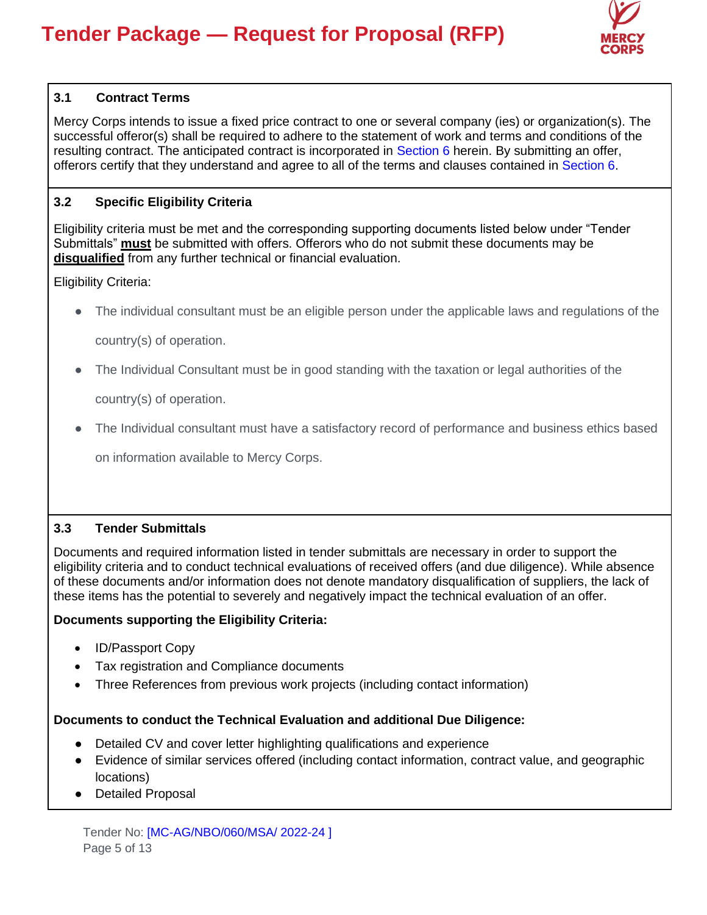### 3.1 Contract Terms

Mercy Corps intends to issue a fixed price contract to one or several company (ies) or organization(s). The successful offeror(s) shall be required to adhere to the statement of work and terms and conditions of the resulting contract. The anticipated contract is incorporated in Section 6 herein. By submitting an offer, offerors certify that they understand and agree to all of the terms and clauses contained in Section 6.

### 3.2 Specific Eligibility Criteria

Eligibility criteria must be met and the corresponding supporting documents listed below under "Tender Submittals" **must** be submitted with offers. Offerors who do not submit these documents may be **disqualified** from any further technical or financial evaluation.

Eligibility Criteria:

- The individual consultant must be an eligible person under the applicable laws and regulations of the country(s) of operation.
- The Individual Consultant must be in good standing with the taxation or legal authorities of the country(s) of operation.
- The Individual consultant must have a satisfactory record of performance and business ethics based on information available to Mercy Corps.

### 3.3 Tender Submittals

Documents and required information listed in tender submittals are necessary in order to support the eligibility criteria and to conduct technical evaluations of received offers (and due diligence). While absence of these documents and/or information does not denote mandatory disqualification of suppliers, the lack of these items has the potential to severely and negatively impact the technical evaluation of an offer.

**Documents supporting the Eligibility Criteria:**

- ID/Passport Copy
- Tax registration and Compliance documents
- Three References from previous work projects (including contact information)

**Documents to conduct the Technical Evaluation and additional Due Diligence:**

- Detailed CV and cover letter highlighting qualifications and experience
- Evidence of similar services offered (including contact information, contract value, and geographic locations)
- Detailed Proposal

Tender No: [MC-AG/NBO/060/MSA/ 2022-24 ]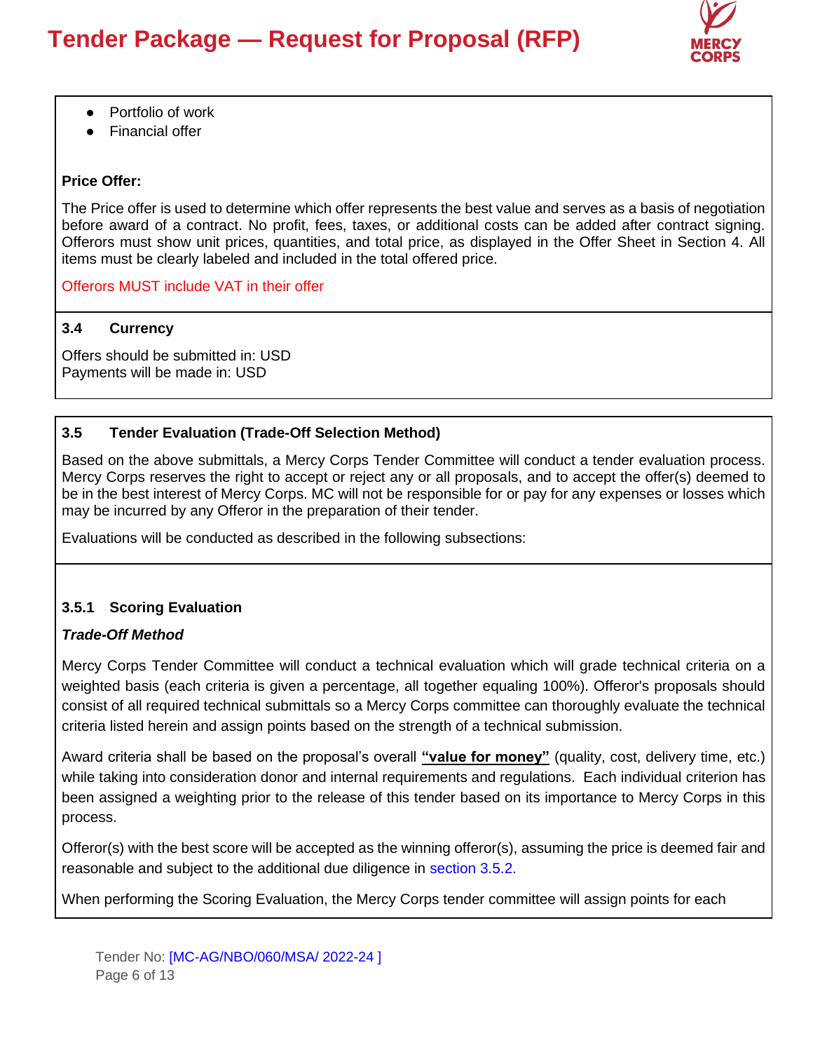- Portfolio of work
- Financial offer

**Price Offer:**

The Price offer is used to determine which offer represents the best value and serves as a basis of negotiation before award of a contract. No profit, fees, taxes, or additional costs can be added after contract signing. Offerors must show unit prices, quantities, and total price, as displayed in the Offer Sheet in Section 4. All items must be clearly labeled and included in the total offered price.

Offerors MUST include VAT in their offer

### 3.4 Currency

Offers should be submitted in: USD
Payments will be made in: USD

### 3.5 Tender Evaluation (Trade-Off Selection Method)

Based on the above submittals, a Mercy Corps Tender Committee will conduct a tender evaluation process. Mercy Corps reserves the right to accept or reject any or all proposals, and to accept the offer(s) deemed to be in the best interest of Mercy Corps. MC will not be responsible for or pay for any expenses or losses which may be incurred by any Offeror in the preparation of their tender.

Evaluations will be conducted as described in the following subsections:

#### 3.5.1 Scoring Evaluation

***Trade-Off Method***

Mercy Corps Tender Committee will conduct a technical evaluation which will grade technical criteria on a weighted basis (each criteria is given a percentage, all together equaling 100%). Offeror's proposals should consist of all required technical submittals so a Mercy Corps committee can thoroughly evaluate the technical criteria listed herein and assign points based on the strength of a technical submission.

Award criteria shall be based on the proposal's overall **"value for money"** (quality, cost, delivery time, etc.) while taking into consideration donor and internal requirements and regulations. Each individual criterion has been assigned a weighting prior to the release of this tender based on its importance to Mercy Corps in this process.

Offeror(s) with the best score will be accepted as the winning offeror(s), assuming the price is deemed fair and reasonable and subject to the additional due diligence in section 3.5.2.

When performing the Scoring Evaluation, the Mercy Corps tender committee will assign points for each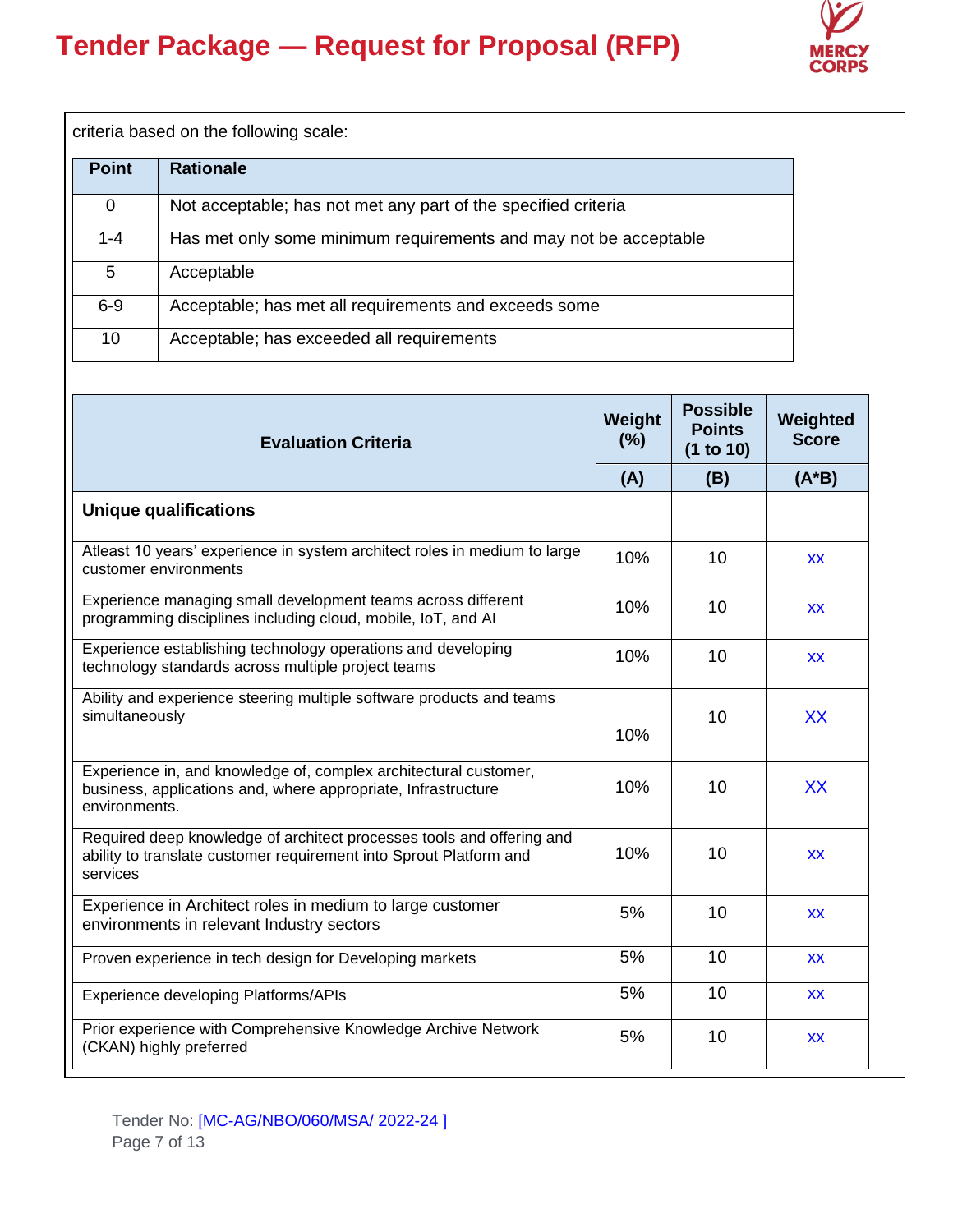criteria based on the following scale:

| Point | Rationale |
|---|---|
| 0 | Not acceptable; has not met any part of the specified criteria |
| 1-4 | Has met only some minimum requirements and may not be acceptable |
| 5 | Acceptable |
| 6-9 | Acceptable; has met all requirements and exceeds some |
| 10 | Acceptable; has exceeded all requirements |

| Evaluation Criteria | Weight (%) | Possible Points (1 to 10) | Weighted Score |
|---|---|---|---|
| | (A) | (B) | (A*B) |
| **Unique qualifications** | | | |
| Atleast 10 years' experience in system architect roles in medium to large customer environments | 10% | 10 | xx |
| Experience managing small development teams across different programming disciplines including cloud, mobile, IoT, and AI | 10% | 10 | xx |
| Experience establishing technology operations and developing technology standards across multiple project teams | 10% | 10 | xx |
| Ability and experience steering multiple software products and teams simultaneously | 10% | 10 | XX |
| Experience in, and knowledge of, complex architectural customer, business, applications and, where appropriate, Infrastructure environments. | 10% | 10 | XX |
| Required deep knowledge of architect processes tools and offering and ability to translate customer requirement into Sprout Platform and services | 10% | 10 | xx |
| Experience in Architect roles in medium to large customer environments in relevant Industry sectors | 5% | 10 | xx |
| Proven experience in tech design for Developing markets | 5% | 10 | xx |
| Experience developing Platforms/APIs | 5% | 10 | xx |
| Prior experience with Comprehensive Knowledge Archive Network (CKAN) highly preferred | 5% | 10 | xx |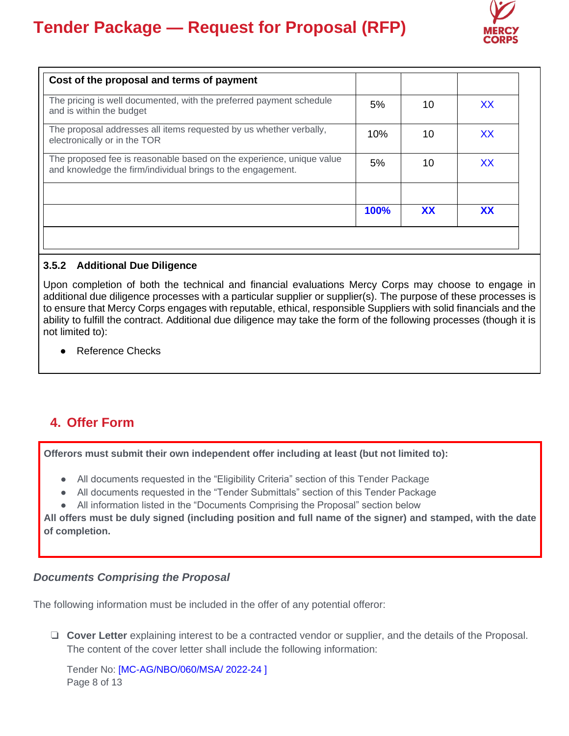| Cost of the proposal and terms of payment | | | |
|---|---|---|---|
| The pricing is well documented, with the preferred payment schedule and is within the budget | 5% | 10 | XX |
| The proposal addresses all items requested by us whether verbally, electronically or in the TOR | 10% | 10 | XX |
| The proposed fee is reasonable based on the experience, unique value and knowledge the firm/individual brings to the engagement. | 5% | 10 | XX |
| | | | |
| | **100%** | **XX** | **XX** |
| | | | |

### 3.5.2 Additional Due Diligence

Upon completion of both the technical and financial evaluations Mercy Corps may choose to engage in additional due diligence processes with a particular supplier or supplier(s). The purpose of these processes is to ensure that Mercy Corps engages with reputable, ethical, responsible Suppliers with solid financials and the ability to fulfill the contract. Additional due diligence may take the form of the following processes (though it is not limited to):

- Reference Checks

## 4. Offer Form

**Offerors must submit their own independent offer including at least (but not limited to):**

- All documents requested in the "Eligibility Criteria" section of this Tender Package
- All documents requested in the "Tender Submittals" section of this Tender Package
- All information listed in the "Documents Comprising the Proposal" section below

**All offers must be duly signed (including position and full name of the signer) and stamped, with the date of completion.**

***Documents Comprising the Proposal***

The following information must be included in the offer of any potential offeror:

- ❏ **Cover Letter** explaining interest to be a contracted vendor or supplier, and the details of the Proposal. The content of the cover letter shall include the following information: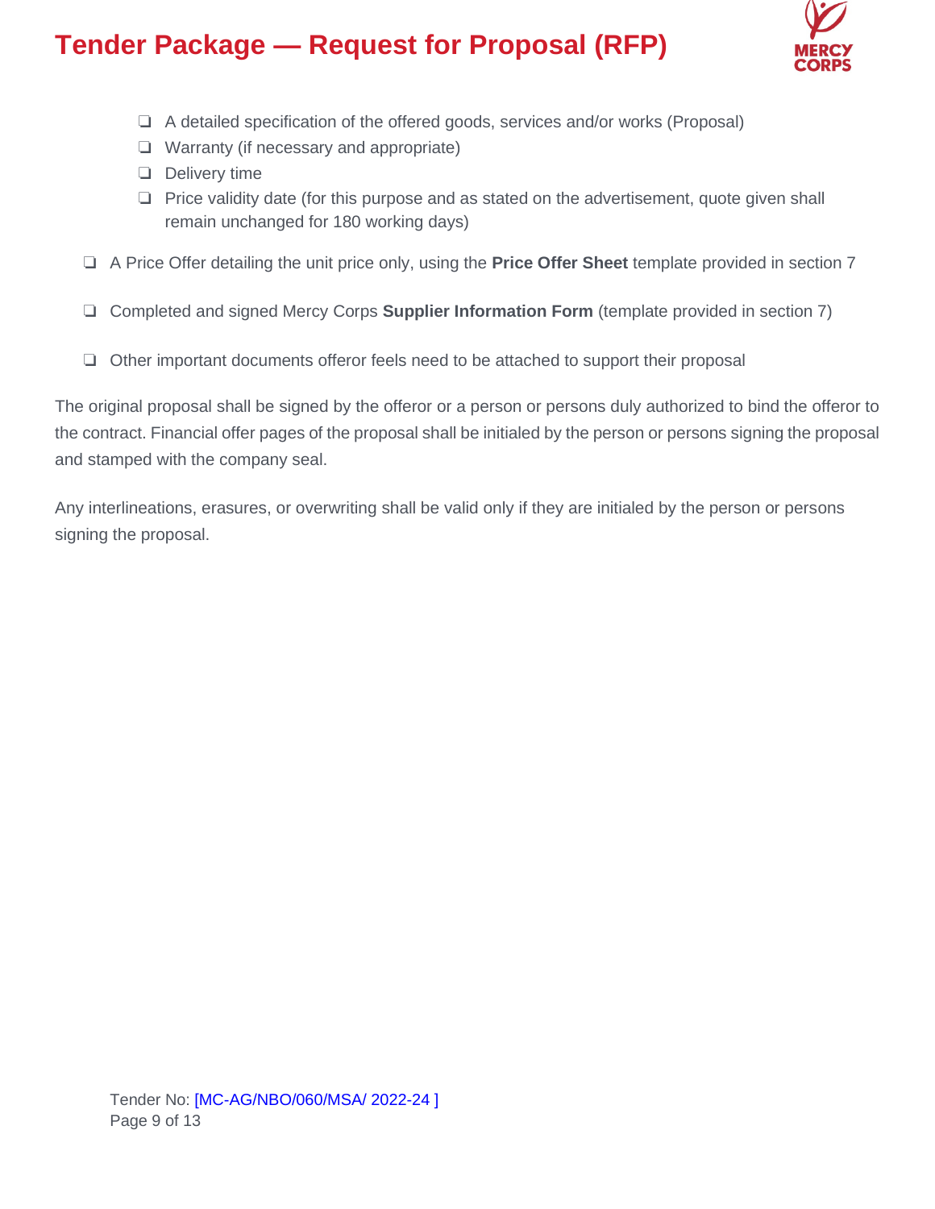- ❏ A detailed specification of the offered goods, services and/or works (Proposal)
  - ❏ Warranty (if necessary and appropriate)
  - ❏ Delivery time
  - ❏ Price validity date (for this purpose and as stated on the advertisement, quote given shall remain unchanged for 180 working days)

- ❏ A Price Offer detailing the unit price only, using the **Price Offer Sheet** template provided in section 7

- ❏ Completed and signed Mercy Corps **Supplier Information Form** (template provided in section 7)

- ❏ Other important documents offeror feels need to be attached to support their proposal

The original proposal shall be signed by the offeror or a person or persons duly authorized to bind the offeror to the contract. Financial offer pages of the proposal shall be initialed by the person or persons signing the proposal and stamped with the company seal.

Any interlineations, erasures, or overwriting shall be valid only if they are initialed by the person or persons signing the proposal.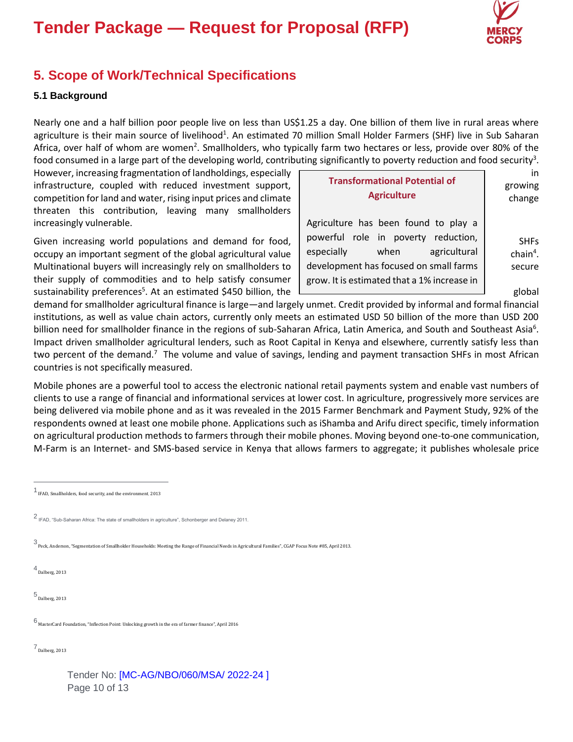## 5. Scope of Work/Technical Specifications

### 5.1 Background

Nearly one and a half billion poor people live on less than US$1.25 a day. One billion of them live in rural areas where agriculture is their main source of livelihood[1]. An estimated 70 million Small Holder Farmers (SHF) live in Sub Saharan Africa, over half of whom are women[2]. Smallholders, who typically farm two hectares or less, provide over 80% of the food consumed in a large part of the developing world, contributing significantly to poverty reduction and food security[3]. However, increasing fragmentation of landholdings, especially in infrastructure, coupled with reduced investment support, growing competition for land and water, rising input prices and climate change threaten this contribution, leaving many smallholders increasingly vulnerable.

Given increasing world populations and demand for food, SHFs occupy an important segment of the global agricultural value chain[4]. Multinational buyers will increasingly rely on smallholders to secure their supply of commodities and to help satisfy consumer sustainability preferences[5]. At an estimated $450 billion, the global demand for smallholder agricultural finance is large—and largely unmet. Credit provided by informal and formal financial institutions, as well as value chain actors, currently only meets an estimated USD 50 billion of the more than USD 200 billion need for smallholder finance in the regions of sub-Saharan Africa, Latin America, and South and Southeast Asia[6]. Impact driven smallholder agricultural lenders, such as Root Capital in Kenya and elsewhere, currently satisfy less than two percent of the demand.[7] The volume and value of savings, lending and payment transaction SHFs in most African countries is not specifically measured.

> **Transformational Potential of Agriculture**
>
> Agriculture has been found to play a powerful role in poverty reduction, especially when agricultural development has focused on small farms grow. It is estimated that a 1% increase in

Mobile phones are a powerful tool to access the electronic national retail payments system and enable vast numbers of clients to use a range of financial and informational services at lower cost. In agriculture, progressively more services are being delivered via mobile phone and as it was revealed in the 2015 Farmer Benchmark and Payment Study, 92% of the respondents owned at least one mobile phone. Applications such as iShamba and Arifu direct specific, timely information on agricultural production methods to farmers through their mobile phones. Moving beyond one-to-one communication, M-Farm is an Internet- and SMS-based service in Kenya that allows farmers to aggregate; it publishes wholesale price

---

[1] IFAD, Smallholders, food security, and the environment, 2013

[2] IFAD, "Sub-Saharan Africa: The state of smallholders in agriculture", Schonberger and Delaney 2011.

[3] Peck, Anderson, "Segmentation of Smallholder Households: Meeting the Range of Financial Needs in Agricultural Families", CGAP Focus Note #85, April 2013.

[4] Dalberg, 2013

[5] Dalberg, 2013

[6] MasterCard Foundation, "Inflection Point: Unlocking growth in the era of farmer finance", April 2016

[7] Dalberg, 2013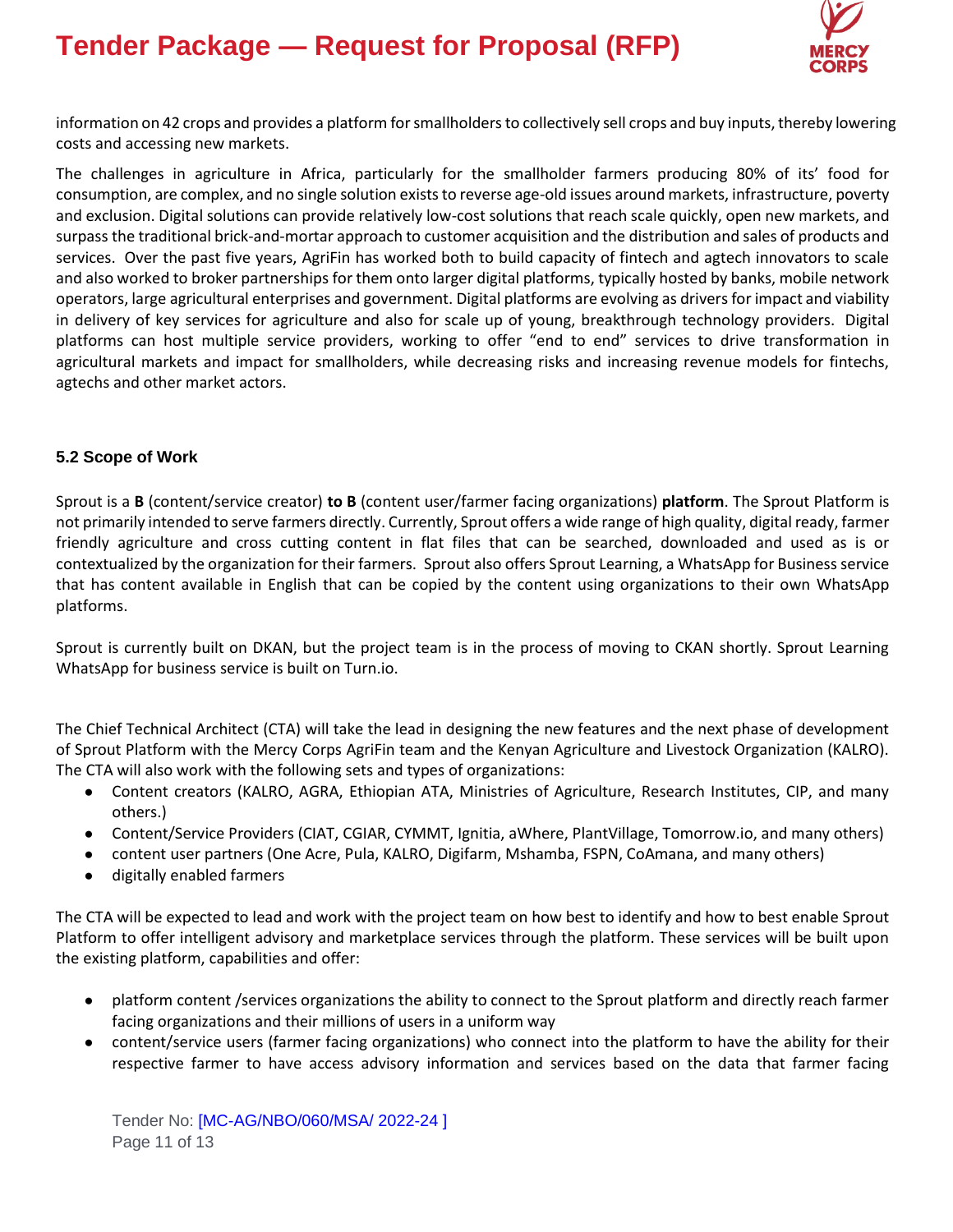information on 42 crops and provides a platform for smallholders to collectively sell crops and buy inputs, thereby lowering costs and accessing new markets.

The challenges in agriculture in Africa, particularly for the smallholder farmers producing 80% of its' food for consumption, are complex, and no single solution exists to reverse age-old issues around markets, infrastructure, poverty and exclusion. Digital solutions can provide relatively low-cost solutions that reach scale quickly, open new markets, and surpass the traditional brick-and-mortar approach to customer acquisition and the distribution and sales of products and services. Over the past five years, AgriFin has worked both to build capacity of fintech and agtech innovators to scale and also worked to broker partnerships for them onto larger digital platforms, typically hosted by banks, mobile network operators, large agricultural enterprises and government. Digital platforms are evolving as drivers for impact and viability in delivery of key services for agriculture and also for scale up of young, breakthrough technology providers. Digital platforms can host multiple service providers, working to offer "end to end" services to drive transformation in agricultural markets and impact for smallholders, while decreasing risks and increasing revenue models for fintechs, agtechs and other market actors.

### 5.2 Scope of Work

Sprout is a **B** (content/service creator) **to B** (content user/farmer facing organizations) **platform**. The Sprout Platform is not primarily intended to serve farmers directly. Currently, Sprout offers a wide range of high quality, digital ready, farmer friendly agriculture and cross cutting content in flat files that can be searched, downloaded and used as is or contextualized by the organization for their farmers. Sprout also offers Sprout Learning, a WhatsApp for Business service that has content available in English that can be copied by the content using organizations to their own WhatsApp platforms.

Sprout is currently built on DKAN, but the project team is in the process of moving to CKAN shortly. Sprout Learning WhatsApp for business service is built on Turn.io.

The Chief Technical Architect (CTA) will take the lead in designing the new features and the next phase of development of Sprout Platform with the Mercy Corps AgriFin team and the Kenyan Agriculture and Livestock Organization (KALRO). The CTA will also work with the following sets and types of organizations:

- Content creators (KALRO, AGRA, Ethiopian ATA, Ministries of Agriculture, Research Institutes, CIP, and many others.)
- Content/Service Providers (CIAT, CGIAR, CYMMT, Ignitia, aWhere, PlantVillage, Tomorrow.io, and many others)
- content user partners (One Acre, Pula, KALRO, Digifarm, Mshamba, FSPN, CoAmana, and many others)
- digitally enabled farmers

The CTA will be expected to lead and work with the project team on how best to identify and how to best enable Sprout Platform to offer intelligent advisory and marketplace services through the platform. These services will be built upon the existing platform, capabilities and offer:

- platform content /services organizations the ability to connect to the Sprout platform and directly reach farmer facing organizations and their millions of users in a uniform way
- content/service users (farmer facing organizations) who connect into the platform to have the ability for their respective farmer to have access advisory information and services based on the data that farmer facing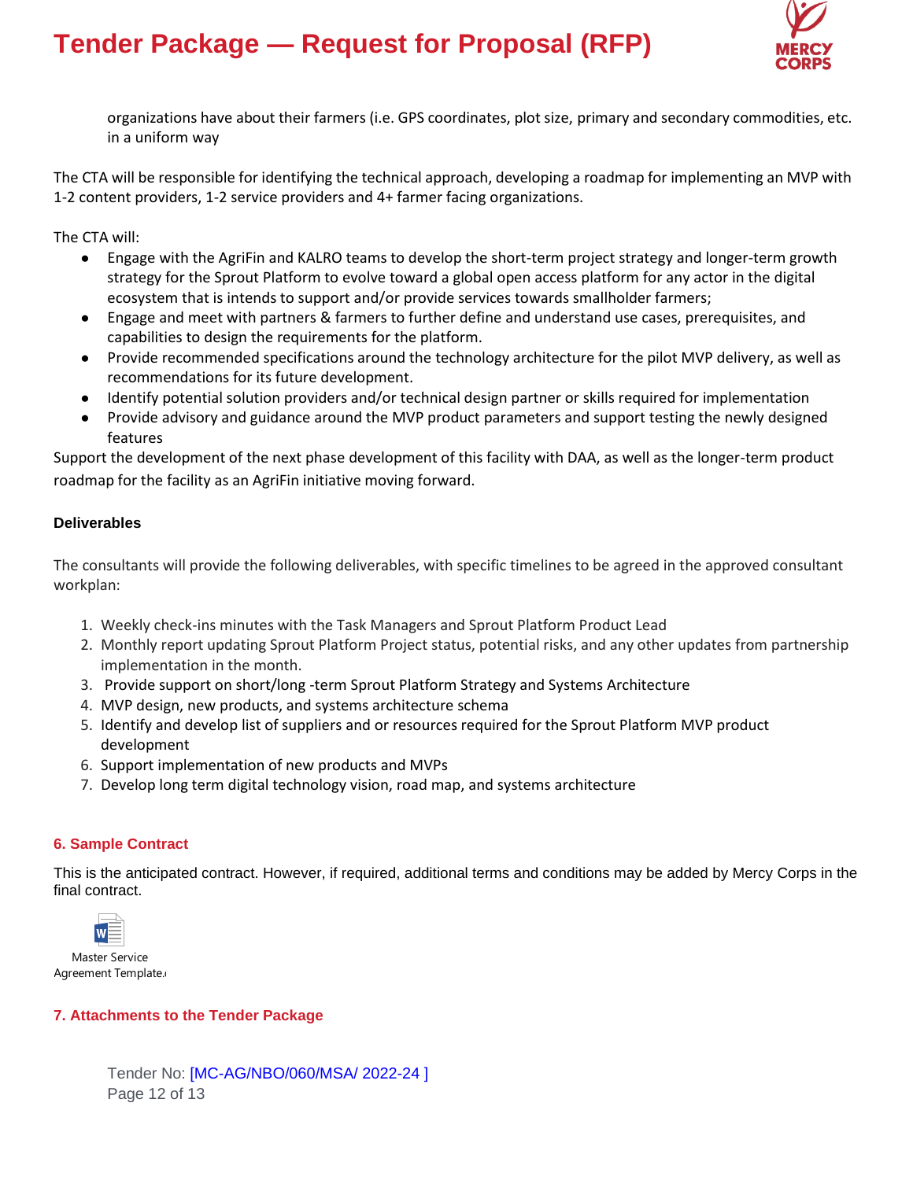organizations have about their farmers (i.e. GPS coordinates, plot size, primary and secondary commodities, etc. in a uniform way

The CTA will be responsible for identifying the technical approach, developing a roadmap for implementing an MVP with 1-2 content providers, 1-2 service providers and 4+ farmer facing organizations.

The CTA will:

- Engage with the AgriFin and KALRO teams to develop the short-term project strategy and longer-term growth strategy for the Sprout Platform to evolve toward a global open access platform for any actor in the digital ecosystem that is intends to support and/or provide services towards smallholder farmers;
- Engage and meet with partners & farmers to further define and understand use cases, prerequisites, and capabilities to design the requirements for the platform.
- Provide recommended specifications around the technology architecture for the pilot MVP delivery, as well as recommendations for its future development.
- Identify potential solution providers and/or technical design partner or skills required for implementation
- Provide advisory and guidance around the MVP product parameters and support testing the newly designed features

Support the development of the next phase development of this facility with DAA, as well as the longer-term product roadmap for the facility as an AgriFin initiative moving forward.

**Deliverables**

The consultants will provide the following deliverables, with specific timelines to be agreed in the approved consultant workplan:

1. Weekly check-ins minutes with the Task Managers and Sprout Platform Product Lead
2. Monthly report updating Sprout Platform Project status, potential risks, and any other updates from partnership implementation in the month.
3. Provide support on short/long -term Sprout Platform Strategy and Systems Architecture
4. MVP design, new products, and systems architecture schema
5. Identify and develop list of suppliers and or resources required for the Sprout Platform MVP product development
6. Support implementation of new products and MVPs
7. Develop long term digital technology vision, road map, and systems architecture

## 6. Sample Contract

This is the anticipated contract. However, if required, additional terms and conditions may be added by Mercy Corps in the final contract.

Master Service Agreement Template.

## 7. Attachments to the Tender Package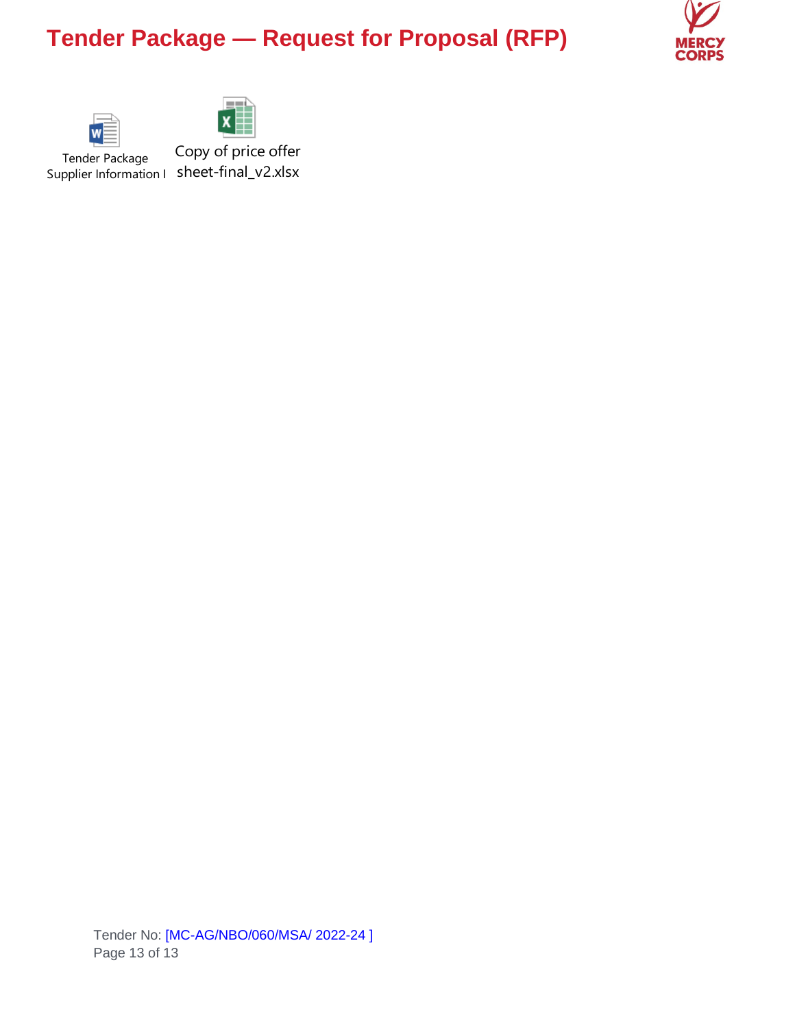# Tender Package — Request for Proposal (RFP)

Tender Package Supplier Information I

Copy of price offer sheet-final_v2.xlsx